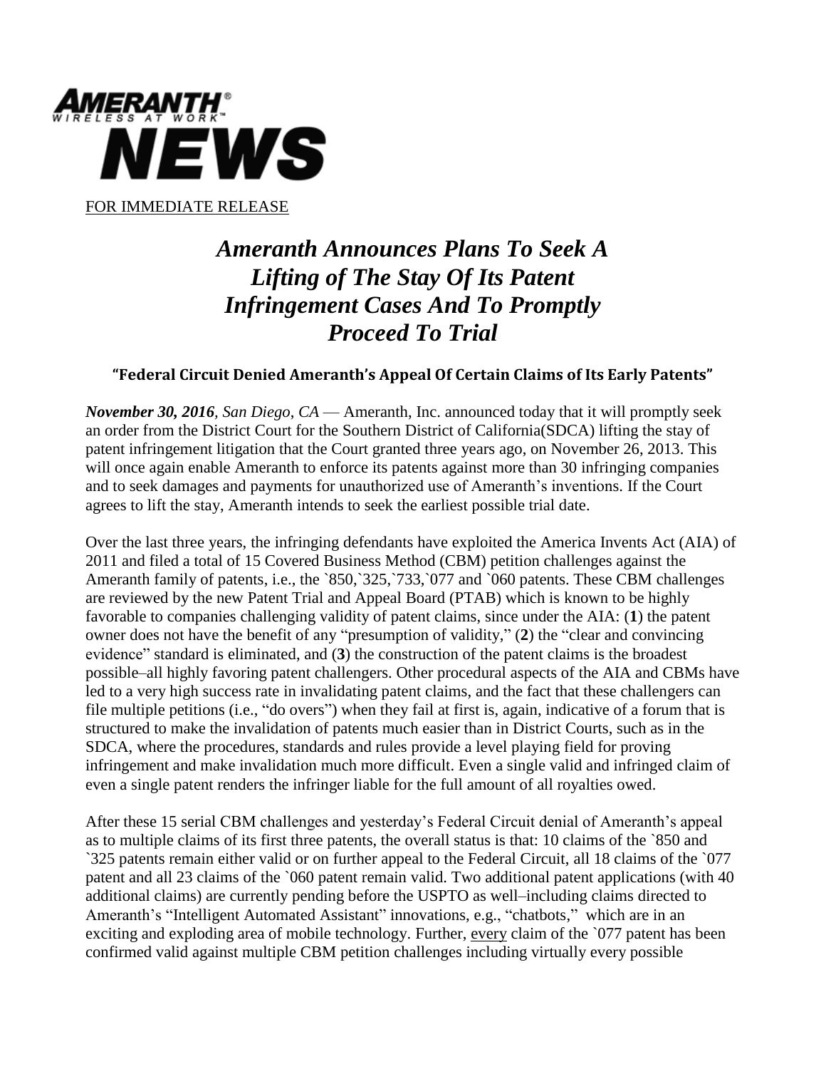**AMERANTH®**
**WIRELESS AT WORK™**
**NEWS**

FOR IMMEDIATE RELEASE

# *Ameranth Announces Plans To Seek A Lifting of The Stay Of Its Patent Infringement Cases And To Promptly Proceed To Trial*

### "Federal Circuit Denied Ameranth's Appeal Of Certain Claims of Its Early Patents"

***November 30, 2016**, San Diego, CA* — Ameranth, Inc. announced today that it will promptly seek an order from the District Court for the Southern District of California(SDCA) lifting the stay of patent infringement litigation that the Court granted three years ago, on November 26, 2013. This will once again enable Ameranth to enforce its patents against more than 30 infringing companies and to seek damages and payments for unauthorized use of Ameranth's inventions. If the Court agrees to lift the stay, Ameranth intends to seek the earliest possible trial date.

Over the last three years, the infringing defendants have exploited the America Invents Act (AIA) of 2011 and filed a total of 15 Covered Business Method (CBM) petition challenges against the Ameranth family of patents, i.e., the `850,`325,`733,`077 and `060 patents. These CBM challenges are reviewed by the new Patent Trial and Appeal Board (PTAB) which is known to be highly favorable to companies challenging validity of patent claims, since under the AIA: (**1**) the patent owner does not have the benefit of any "presumption of validity," (**2**) the "clear and convincing evidence" standard is eliminated, and (**3**) the construction of the patent claims is the broadest possible–all highly favoring patent challengers. Other procedural aspects of the AIA and CBMs have led to a very high success rate in invalidating patent claims, and the fact that these challengers can file multiple petitions (i.e., "do overs") when they fail at first is, again, indicative of a forum that is structured to make the invalidation of patents much easier than in District Courts, such as in the SDCA, where the procedures, standards and rules provide a level playing field for proving infringement and make invalidation much more difficult. Even a single valid and infringed claim of even a single patent renders the infringer liable for the full amount of all royalties owed.

After these 15 serial CBM challenges and yesterday's Federal Circuit denial of Ameranth's appeal as to multiple claims of its first three patents, the overall status is that: 10 claims of the `850 and `325 patents remain either valid or on further appeal to the Federal Circuit, all 18 claims of the `077 patent and all 23 claims of the `060 patent remain valid. Two additional patent applications (with 40 additional claims) are currently pending before the USPTO as well–including claims directed to Ameranth's "Intelligent Automated Assistant" innovations, e.g., "chatbots," which are in an exciting and exploding area of mobile technology. Further, every claim of the `077 patent has been confirmed valid against multiple CBM petition challenges including virtually every possible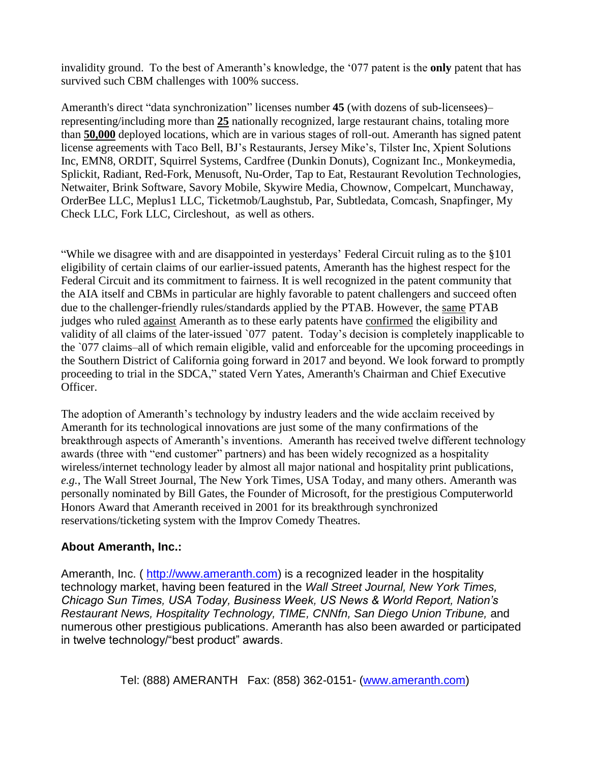invalidity ground. To the best of Ameranth's knowledge, the '077 patent is the **only** patent that has survived such CBM challenges with 100% success.

Ameranth's direct "data synchronization" licenses number **45** (with dozens of sub-licensees)– representing/including more than **<u>25</u>** nationally recognized, large restaurant chains, totaling more than **<u>50,000</u>** deployed locations, which are in various stages of roll-out. Ameranth has signed patent license agreements with Taco Bell, BJ's Restaurants, Jersey Mike's, Tilster Inc, Xpient Solutions Inc, EMN8, ORDIT, Squirrel Systems, Cardfree (Dunkin Donuts), Cognizant Inc., Monkeymedia, Splickit, Radiant, Red-Fork, Menusoft, Nu-Order, Tap to Eat, Restaurant Revolution Technologies, Netwaiter, Brink Software, Savory Mobile, Skywire Media, Chownow, Compelcart, Munchaway, OrderBee LLC, Meplus1 LLC, Ticketmob/Laughstub, Par, Subtledata, Comcash, Snapfinger, My Check LLC, Fork LLC, Circleshout, as well as others.

"While we disagree with and are disappointed in yesterdays' Federal Circuit ruling as to the §101 eligibility of certain claims of our earlier-issued patents, Ameranth has the highest respect for the Federal Circuit and its commitment to fairness. It is well recognized in the patent community that the AIA itself and CBMs in particular are highly favorable to patent challengers and succeed often due to the challenger-friendly rules/standards applied by the PTAB. However, the <u>same</u> PTAB judges who ruled <u>against</u> Ameranth as to these early patents have <u>confirmed</u> the eligibility and validity of all claims of the later-issued `077 patent. Today's decision is completely inapplicable to the `077 claims–all of which remain eligible, valid and enforceable for the upcoming proceedings in the Southern District of California going forward in 2017 and beyond. We look forward to promptly proceeding to trial in the SDCA," stated Vern Yates, Ameranth's Chairman and Chief Executive Officer.

The adoption of Ameranth's technology by industry leaders and the wide acclaim received by Ameranth for its technological innovations are just some of the many confirmations of the breakthrough aspects of Ameranth's inventions. Ameranth has received twelve different technology awards (three with "end customer" partners) and has been widely recognized as a hospitality wireless/internet technology leader by almost all major national and hospitality print publications, *e.g.*, The Wall Street Journal, The New York Times, USA Today, and many others. Ameranth was personally nominated by Bill Gates, the Founder of Microsoft, for the prestigious Computerworld Honors Award that Ameranth received in 2001 for its breakthrough synchronized reservations/ticketing system with the Improv Comedy Theatres.

### About Ameranth, Inc.:

Ameranth, Inc. ( http://www.ameranth.com) is a recognized leader in the hospitality technology market, having been featured in the *Wall Street Journal, New York Times, Chicago Sun Times, USA Today, Business Week, US News & World Report, Nation's Restaurant News, Hospitality Technology, TIME, CNNfn, San Diego Union Tribune,* and numerous other prestigious publications. Ameranth has also been awarded or participated in twelve technology/"best product" awards.

Tel: (888) AMERANTH Fax: (858) 362-0151- (www.ameranth.com)